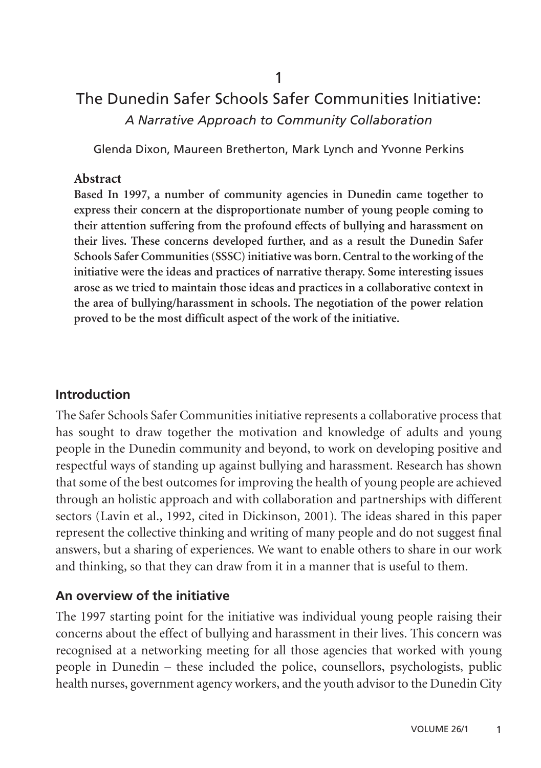1

# The Dunedin Safer Schools Safer Communities Initiative:

*A Narrative Approach to Community Collaboration*

Glenda Dixon, Maureen Bretherton, Mark Lynch and Yvonne Perkins

### Abstract

**Based In 1997, a number of community agencies in Dunedin came together to express their concern at the disproportionate number of young people coming to their attention suffering from the profound effects of bullying and harassment on their lives. These concerns developed further, and as a result the Dunedin Safer Schools Safer Communities (SSSC) initiative was born. Central to the working of the initiative were the ideas and practices of narrative therapy. Some interesting issues arose as we tried to maintain those ideas and practices in a collaborative context in the area of bullying/harassment in schools. The negotiation of the power relation proved to be the most difficult aspect of the work of the initiative.**

## Introduction

The Safer Schools Safer Communities initiative represents a collaborative process that has sought to draw together the motivation and knowledge of adults and young people in the Dunedin community and beyond, to work on developing positive and respectful ways of standing up against bullying and harassment. Research has shown that some of the best outcomes for improving the health of young people are achieved through an holistic approach and with collaboration and partnerships with different sectors (Lavin et al., 1992, cited in Dickinson, 2001). The ideas shared in this paper represent the collective thinking and writing of many people and do not suggest final answers, but a sharing of experiences. We want to enable others to share in our work and thinking, so that they can draw from it in a manner that is useful to them.

## An overview of the initiative

The 1997 starting point for the initiative was individual young people raising their concerns about the effect of bullying and harassment in their lives. This concern was recognised at a networking meeting for all those agencies that worked with young people in Dunedin – these included the police, counsellors, psychologists, public health nurses, government agency workers, and the youth advisor to the Dunedin City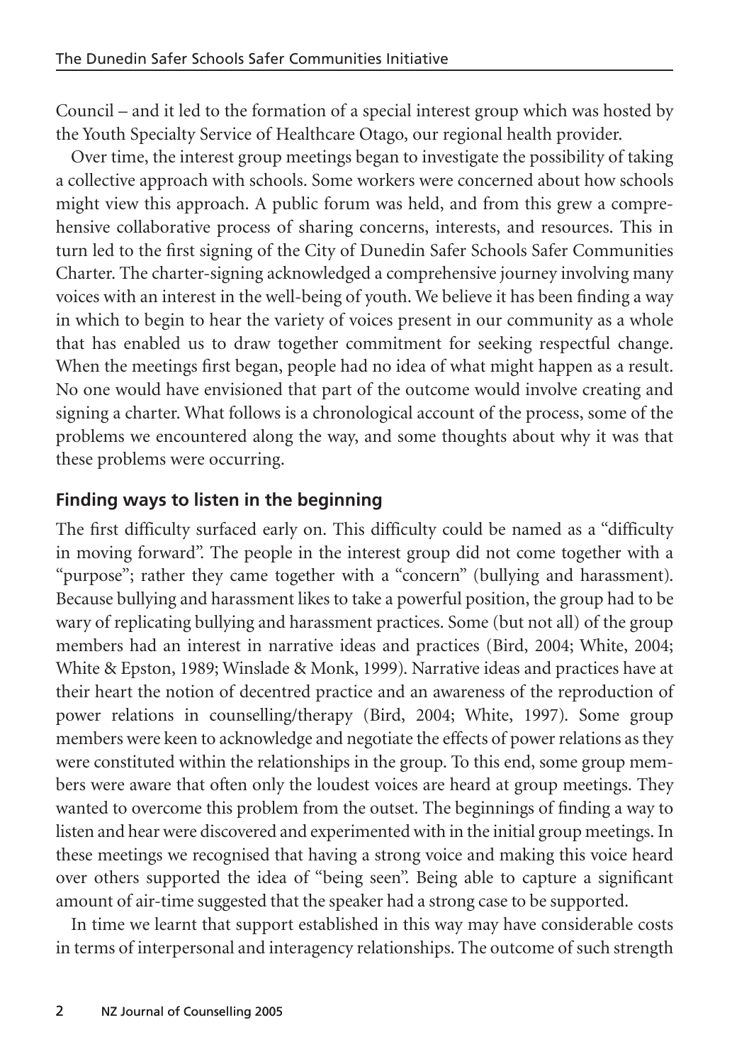Council – and it led to the formation of a special interest group which was hosted by the Youth Specialty Service of Healthcare Otago, our regional health provider.

Over time, the interest group meetings began to investigate the possibility of taking a collective approach with schools. Some workers were concerned about how schools might view this approach. A public forum was held, and from this grew a comprehensive collaborative process of sharing concerns, interests, and resources. This in turn led to the first signing of the City of Dunedin Safer Schools Safer Communities Charter. The charter-signing acknowledged a comprehensive journey involving many voices with an interest in the well-being of youth. We believe it has been finding a way in which to begin to hear the variety of voices present in our community as a whole that has enabled us to draw together commitment for seeking respectful change. When the meetings first began, people had no idea of what might happen as a result. No one would have envisioned that part of the outcome would involve creating and signing a charter. What follows is a chronological account of the process, some of the problems we encountered along the way, and some thoughts about why it was that these problems were occurring.

## Finding ways to listen in the beginning

The first difficulty surfaced early on. This difficulty could be named as a "difficulty in moving forward". The people in the interest group did not come together with a "purpose"; rather they came together with a "concern" (bullying and harassment). Because bullying and harassment likes to take a powerful position, the group had to be wary of replicating bullying and harassment practices. Some (but not all) of the group members had an interest in narrative ideas and practices (Bird, 2004; White, 2004; White & Epston, 1989; Winslade & Monk, 1999). Narrative ideas and practices have at their heart the notion of decentred practice and an awareness of the reproduction of power relations in counselling/therapy (Bird, 2004; White, 1997). Some group members were keen to acknowledge and negotiate the effects of power relations as they were constituted within the relationships in the group. To this end, some group members were aware that often only the loudest voices are heard at group meetings. They wanted to overcome this problem from the outset. The beginnings of finding a way to listen and hear were discovered and experimented with in the initial group meetings. In these meetings we recognised that having a strong voice and making this voice heard over others supported the idea of "being seen". Being able to capture a significant amount of air-time suggested that the speaker had a strong case to be supported.

In time we learnt that support established in this way may have considerable costs in terms of interpersonal and interagency relationships. The outcome of such strength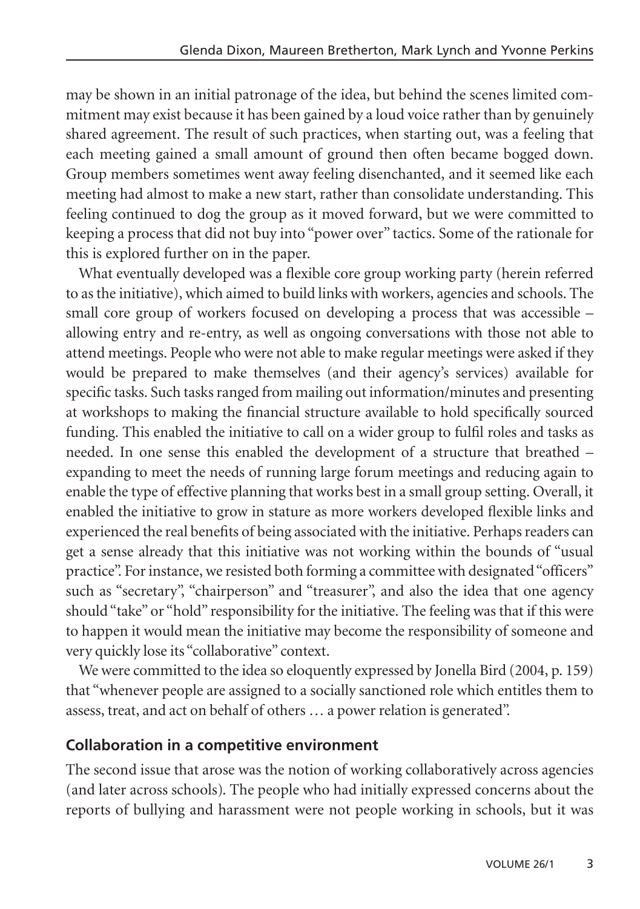may be shown in an initial patronage of the idea, but behind the scenes limited commitment may exist because it has been gained by a loud voice rather than by genuinely shared agreement. The result of such practices, when starting out, was a feeling that each meeting gained a small amount of ground then often became bogged down. Group members sometimes went away feeling disenchanted, and it seemed like each meeting had almost to make a new start, rather than consolidate understanding. This feeling continued to dog the group as it moved forward, but we were committed to keeping a process that did not buy into "power over" tactics. Some of the rationale for this is explored further on in the paper.

What eventually developed was a flexible core group working party (herein referred to as the initiative), which aimed to build links with workers, agencies and schools. The small core group of workers focused on developing a process that was accessible – allowing entry and re-entry, as well as ongoing conversations with those not able to attend meetings. People who were not able to make regular meetings were asked if they would be prepared to make themselves (and their agency's services) available for specific tasks. Such tasks ranged from mailing out information/minutes and presenting at workshops to making the financial structure available to hold specifically sourced funding. This enabled the initiative to call on a wider group to fulfil roles and tasks as needed. In one sense this enabled the development of a structure that breathed – expanding to meet the needs of running large forum meetings and reducing again to enable the type of effective planning that works best in a small group setting. Overall, it enabled the initiative to grow in stature as more workers developed flexible links and experienced the real benefits of being associated with the initiative. Perhaps readers can get a sense already that this initiative was not working within the bounds of "usual practice". For instance, we resisted both forming a committee with designated "officers" such as "secretary", "chairperson" and "treasurer", and also the idea that one agency should "take" or "hold" responsibility for the initiative. The feeling was that if this were to happen it would mean the initiative may become the responsibility of someone and very quickly lose its "collaborative" context.

We were committed to the idea so eloquently expressed by Jonella Bird (2004, p. 159) that "whenever people are assigned to a socially sanctioned role which entitles them to assess, treat, and act on behalf of others … a power relation is generated".

## Collaboration in a competitive environment

The second issue that arose was the notion of working collaboratively across agencies (and later across schools). The people who had initially expressed concerns about the reports of bullying and harassment were not people working in schools, but it was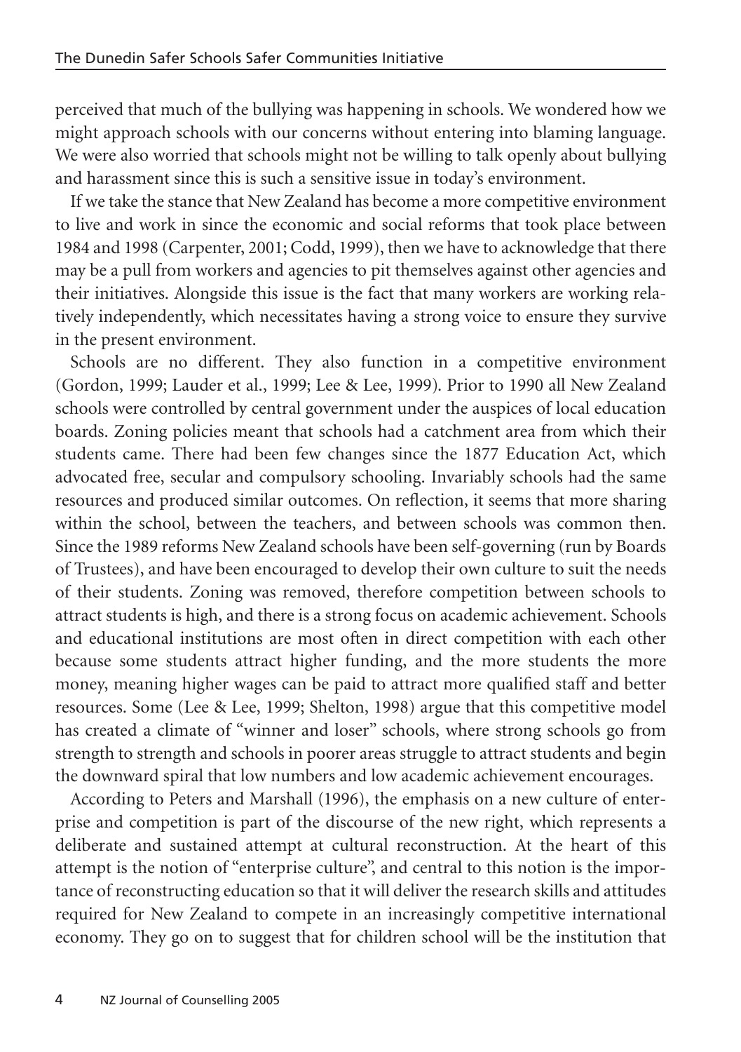perceived that much of the bullying was happening in schools. We wondered how we might approach schools with our concerns without entering into blaming language. We were also worried that schools might not be willing to talk openly about bullying and harassment since this is such a sensitive issue in today's environment.

If we take the stance that New Zealand has become a more competitive environment to live and work in since the economic and social reforms that took place between 1984 and 1998 (Carpenter, 2001; Codd, 1999), then we have to acknowledge that there may be a pull from workers and agencies to pit themselves against other agencies and their initiatives. Alongside this issue is the fact that many workers are working relatively independently, which necessitates having a strong voice to ensure they survive in the present environment.

Schools are no different. They also function in a competitive environment (Gordon, 1999; Lauder et al., 1999; Lee & Lee, 1999). Prior to 1990 all New Zealand schools were controlled by central government under the auspices of local education boards. Zoning policies meant that schools had a catchment area from which their students came. There had been few changes since the 1877 Education Act, which advocated free, secular and compulsory schooling. Invariably schools had the same resources and produced similar outcomes. On reflection, it seems that more sharing within the school, between the teachers, and between schools was common then. Since the 1989 reforms New Zealand schools have been self-governing (run by Boards of Trustees), and have been encouraged to develop their own culture to suit the needs of their students. Zoning was removed, therefore competition between schools to attract students is high, and there is a strong focus on academic achievement. Schools and educational institutions are most often in direct competition with each other because some students attract higher funding, and the more students the more money, meaning higher wages can be paid to attract more qualified staff and better resources. Some (Lee & Lee, 1999; Shelton, 1998) argue that this competitive model has created a climate of "winner and loser" schools, where strong schools go from strength to strength and schools in poorer areas struggle to attract students and begin the downward spiral that low numbers and low academic achievement encourages.

According to Peters and Marshall (1996), the emphasis on a new culture of enterprise and competition is part of the discourse of the new right, which represents a deliberate and sustained attempt at cultural reconstruction. At the heart of this attempt is the notion of "enterprise culture", and central to this notion is the importance of reconstructing education so that it will deliver the research skills and attitudes required for New Zealand to compete in an increasingly competitive international economy. They go on to suggest that for children school will be the institution that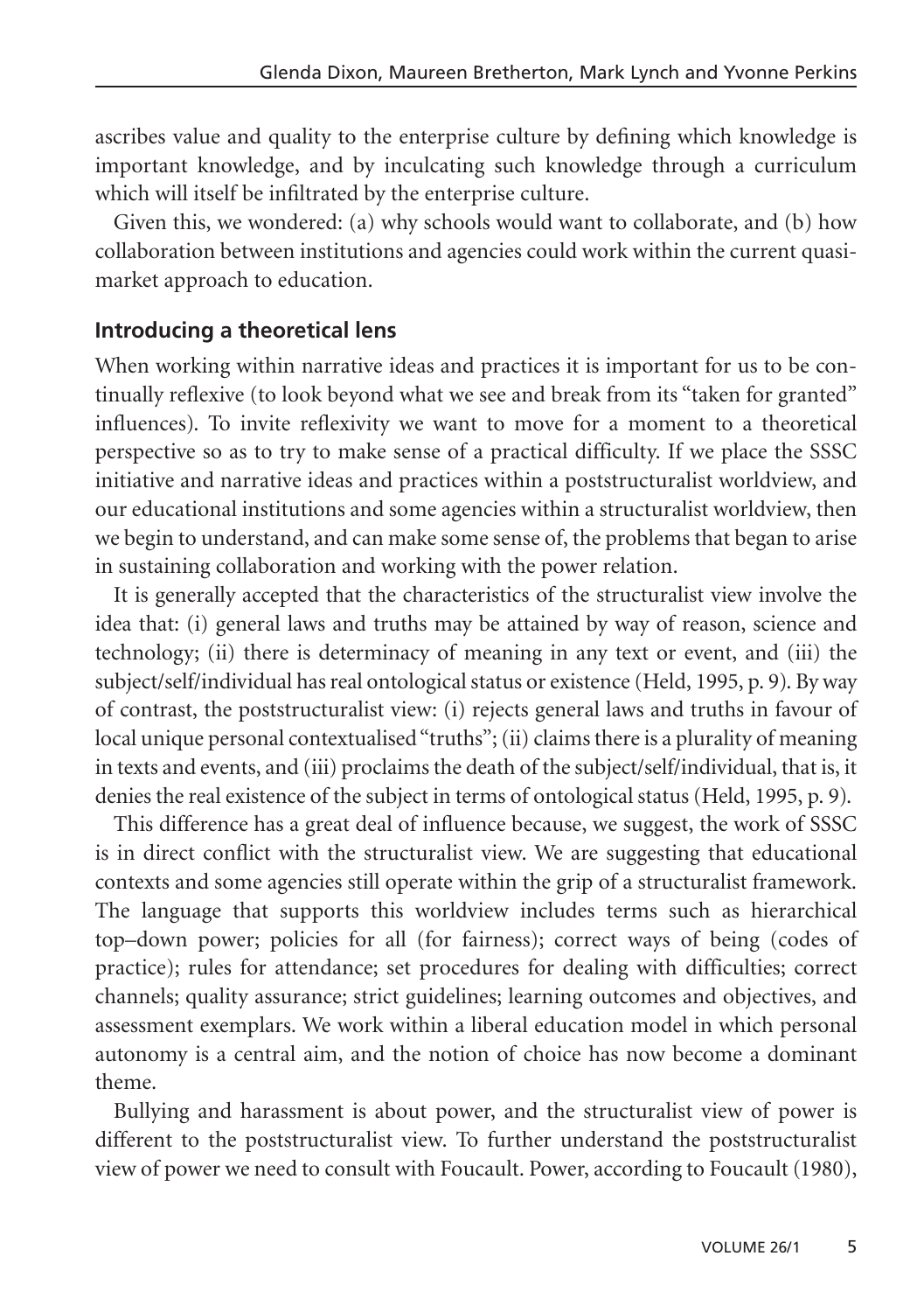ascribes value and quality to the enterprise culture by defining which knowledge is important knowledge, and by inculcating such knowledge through a curriculum which will itself be infiltrated by the enterprise culture.

Given this, we wondered: (a) why schools would want to collaborate, and (b) how collaboration between institutions and agencies could work within the current quasi-market approach to education.

## Introducing a theoretical lens

When working within narrative ideas and practices it is important for us to be continually reflexive (to look beyond what we see and break from its "taken for granted" influences). To invite reflexivity we want to move for a moment to a theoretical perspective so as to try to make sense of a practical difficulty. If we place the SSSC initiative and narrative ideas and practices within a poststructuralist worldview, and our educational institutions and some agencies within a structuralist worldview, then we begin to understand, and can make some sense of, the problems that began to arise in sustaining collaboration and working with the power relation.

It is generally accepted that the characteristics of the structuralist view involve the idea that: (i) general laws and truths may be attained by way of reason, science and technology; (ii) there is determinacy of meaning in any text or event, and (iii) the subject/self/individual has real ontological status or existence (Held, 1995, p. 9). By way of contrast, the poststructuralist view: (i) rejects general laws and truths in favour of local unique personal contextualised "truths"; (ii) claims there is a plurality of meaning in texts and events, and (iii) proclaims the death of the subject/self/individual, that is, it denies the real existence of the subject in terms of ontological status (Held, 1995, p. 9).

This difference has a great deal of influence because, we suggest, the work of SSSC is in direct conflict with the structuralist view. We are suggesting that educational contexts and some agencies still operate within the grip of a structuralist framework. The language that supports this worldview includes terms such as hierarchical top–down power; policies for all (for fairness); correct ways of being (codes of practice); rules for attendance; set procedures for dealing with difficulties; correct channels; quality assurance; strict guidelines; learning outcomes and objectives, and assessment exemplars. We work within a liberal education model in which personal autonomy is a central aim, and the notion of choice has now become a dominant theme.

Bullying and harassment is about power, and the structuralist view of power is different to the poststructuralist view. To further understand the poststructuralist view of power we need to consult with Foucault. Power, according to Foucault (1980),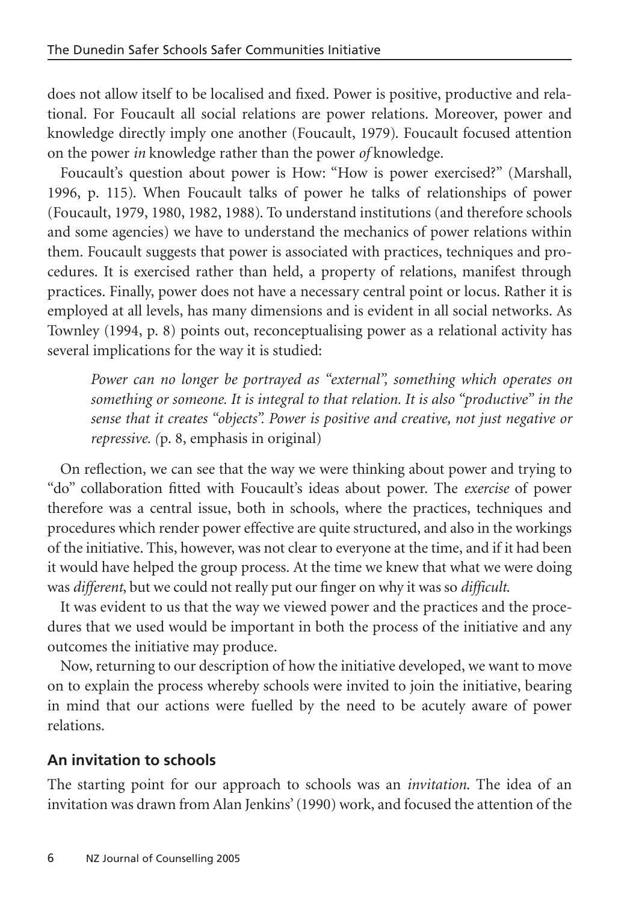does not allow itself to be localised and fixed. Power is positive, productive and relational. For Foucault all social relations are power relations. Moreover, power and knowledge directly imply one another (Foucault, 1979). Foucault focused attention on the power *in* knowledge rather than the power *of* knowledge.

Foucault's question about power is How: "How is power exercised?" (Marshall, 1996, p. 115). When Foucault talks of power he talks of relationships of power (Foucault, 1979, 1980, 1982, 1988). To understand institutions (and therefore schools and some agencies) we have to understand the mechanics of power relations within them. Foucault suggests that power is associated with practices, techniques and procedures. It is exercised rather than held, a property of relations, manifest through practices. Finally, power does not have a necessary central point or locus. Rather it is employed at all levels, has many dimensions and is evident in all social networks. As Townley (1994, p. 8) points out, reconceptualising power as a relational activity has several implications for the way it is studied:

> *Power can no longer be portrayed as "external", something which operates on something or someone. It is integral to that relation. It is also "productive" in the sense that it creates "objects". Power is positive and creative, not just negative or repressive. (*p. 8, emphasis in original)

On reflection, we can see that the way we were thinking about power and trying to "do" collaboration fitted with Foucault's ideas about power. The *exercise* of power therefore was a central issue, both in schools, where the practices, techniques and procedures which render power effective are quite structured, and also in the workings of the initiative. This, however, was not clear to everyone at the time, and if it had been it would have helped the group process. At the time we knew that what we were doing was *different*, but we could not really put our finger on why it was so *difficult*.

It was evident to us that the way we viewed power and the practices and the procedures that we used would be important in both the process of the initiative and any outcomes the initiative may produce.

Now, returning to our description of how the initiative developed, we want to move on to explain the process whereby schools were invited to join the initiative, bearing in mind that our actions were fuelled by the need to be acutely aware of power relations.

## An invitation to schools

The starting point for our approach to schools was an *invitation*. The idea of an invitation was drawn from Alan Jenkins' (1990) work, and focused the attention of the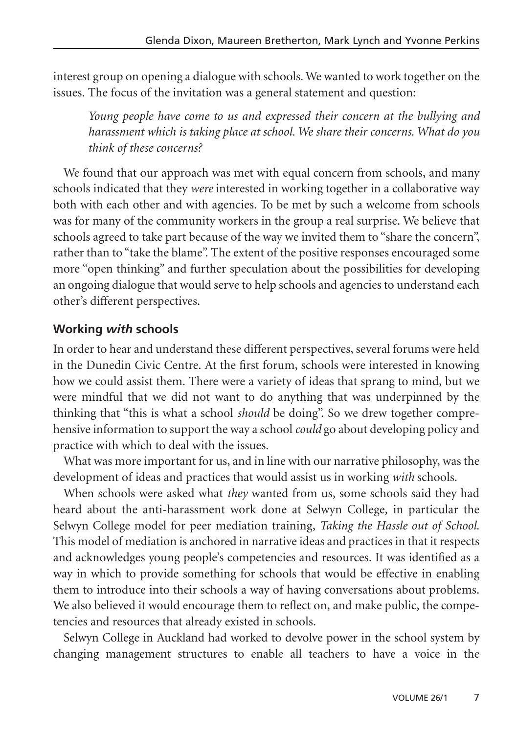interest group on opening a dialogue with schools. We wanted to work together on the issues. The focus of the invitation was a general statement and question:

> *Young people have come to us and expressed their concern at the bullying and harassment which is taking place at school. We share their concerns. What do you think of these concerns?*

We found that our approach was met with equal concern from schools, and many schools indicated that they *were* interested in working together in a collaborative way both with each other and with agencies. To be met by such a welcome from schools was for many of the community workers in the group a real surprise. We believe that schools agreed to take part because of the way we invited them to "share the concern", rather than to "take the blame". The extent of the positive responses encouraged some more "open thinking" and further speculation about the possibilities for developing an ongoing dialogue that would serve to help schools and agencies to understand each other's different perspectives.

## Working *with* schools

In order to hear and understand these different perspectives, several forums were held in the Dunedin Civic Centre. At the first forum, schools were interested in knowing how we could assist them. There were a variety of ideas that sprang to mind, but we were mindful that we did not want to do anything that was underpinned by the thinking that "this is what a school *should* be doing". So we drew together comprehensive information to support the way a school *could* go about developing policy and practice with which to deal with the issues.

What was more important for us, and in line with our narrative philosophy, was the development of ideas and practices that would assist us in working *with* schools.

When schools were asked what *they* wanted from us, some schools said they had heard about the anti-harassment work done at Selwyn College, in particular the Selwyn College model for peer mediation training, *Taking the Hassle out of School*. This model of mediation is anchored in narrative ideas and practices in that it respects and acknowledges young people's competencies and resources. It was identified as a way in which to provide something for schools that would be effective in enabling them to introduce into their schools a way of having conversations about problems. We also believed it would encourage them to reflect on, and make public, the competencies and resources that already existed in schools.

Selwyn College in Auckland had worked to devolve power in the school system by changing management structures to enable all teachers to have a voice in the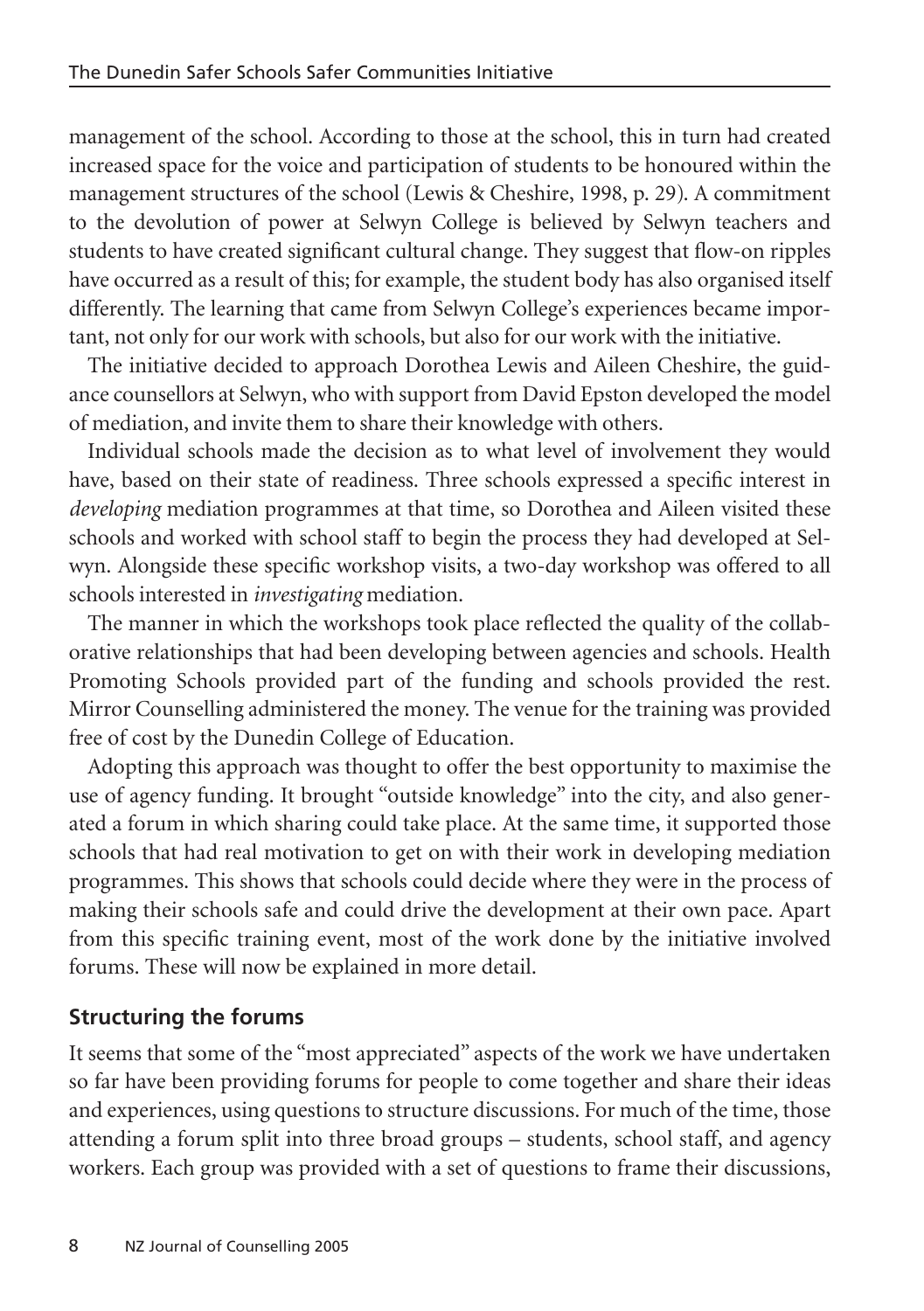management of the school. According to those at the school, this in turn had created increased space for the voice and participation of students to be honoured within the management structures of the school (Lewis & Cheshire, 1998, p. 29). A commitment to the devolution of power at Selwyn College is believed by Selwyn teachers and students to have created significant cultural change. They suggest that flow-on ripples have occurred as a result of this; for example, the student body has also organised itself differently. The learning that came from Selwyn College's experiences became important, not only for our work with schools, but also for our work with the initiative.

The initiative decided to approach Dorothea Lewis and Aileen Cheshire, the guidance counsellors at Selwyn, who with support from David Epston developed the model of mediation, and invite them to share their knowledge with others.

Individual schools made the decision as to what level of involvement they would have, based on their state of readiness. Three schools expressed a specific interest in *developing* mediation programmes at that time, so Dorothea and Aileen visited these schools and worked with school staff to begin the process they had developed at Selwyn. Alongside these specific workshop visits, a two-day workshop was offered to all schools interested in *investigating* mediation.

The manner in which the workshops took place reflected the quality of the collaborative relationships that had been developing between agencies and schools. Health Promoting Schools provided part of the funding and schools provided the rest. Mirror Counselling administered the money. The venue for the training was provided free of cost by the Dunedin College of Education.

Adopting this approach was thought to offer the best opportunity to maximise the use of agency funding. It brought "outside knowledge" into the city, and also generated a forum in which sharing could take place. At the same time, it supported those schools that had real motivation to get on with their work in developing mediation programmes. This shows that schools could decide where they were in the process of making their schools safe and could drive the development at their own pace. Apart from this specific training event, most of the work done by the initiative involved forums. These will now be explained in more detail.

## Structuring the forums

It seems that some of the "most appreciated" aspects of the work we have undertaken so far have been providing forums for people to come together and share their ideas and experiences, using questions to structure discussions. For much of the time, those attending a forum split into three broad groups – students, school staff, and agency workers. Each group was provided with a set of questions to frame their discussions,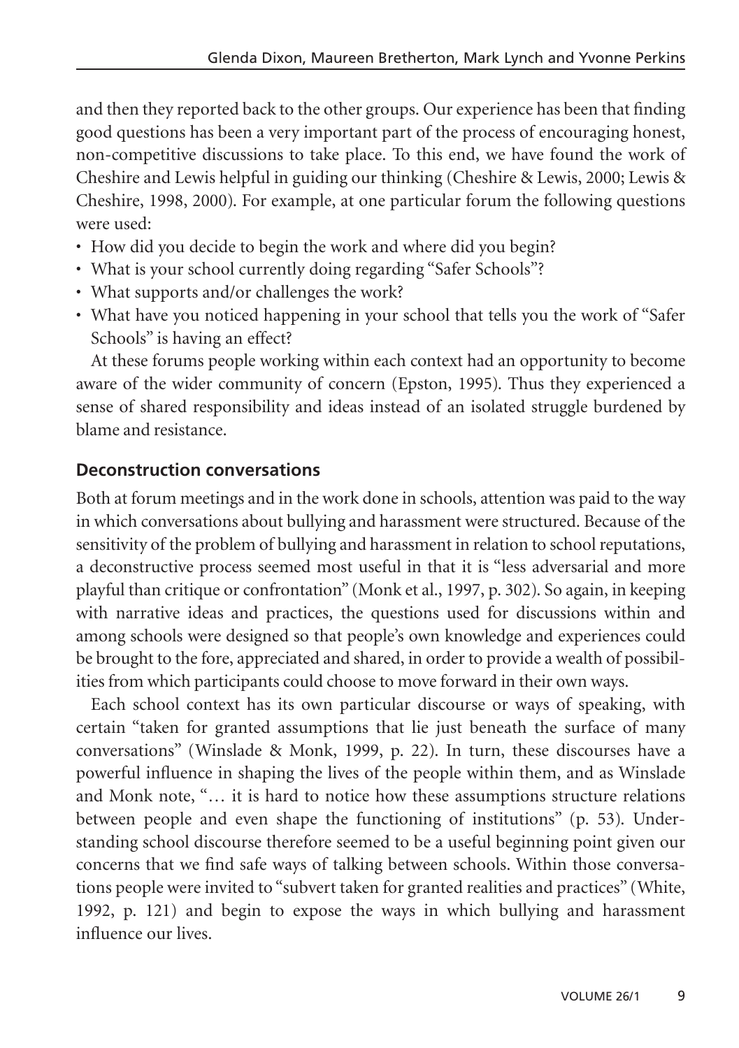and then they reported back to the other groups. Our experience has been that finding good questions has been a very important part of the process of encouraging honest, non-competitive discussions to take place. To this end, we have found the work of Cheshire and Lewis helpful in guiding our thinking (Cheshire & Lewis, 2000; Lewis & Cheshire, 1998, 2000). For example, at one particular forum the following questions were used:

- How did you decide to begin the work and where did you begin?
- What is your school currently doing regarding "Safer Schools"?
- What supports and/or challenges the work?
- What have you noticed happening in your school that tells you the work of "Safer Schools" is having an effect?

At these forums people working within each context had an opportunity to become aware of the wider community of concern (Epston, 1995). Thus they experienced a sense of shared responsibility and ideas instead of an isolated struggle burdened by blame and resistance.

## Deconstruction conversations

Both at forum meetings and in the work done in schools, attention was paid to the way in which conversations about bullying and harassment were structured. Because of the sensitivity of the problem of bullying and harassment in relation to school reputations, a deconstructive process seemed most useful in that it is "less adversarial and more playful than critique or confrontation" (Monk et al., 1997, p. 302). So again, in keeping with narrative ideas and practices, the questions used for discussions within and among schools were designed so that people's own knowledge and experiences could be brought to the fore, appreciated and shared, in order to provide a wealth of possibilities from which participants could choose to move forward in their own ways.

Each school context has its own particular discourse or ways of speaking, with certain "taken for granted assumptions that lie just beneath the surface of many conversations" (Winslade & Monk, 1999, p. 22). In turn, these discourses have a powerful influence in shaping the lives of the people within them, and as Winslade and Monk note, "… it is hard to notice how these assumptions structure relations between people and even shape the functioning of institutions" (p. 53). Understanding school discourse therefore seemed to be a useful beginning point given our concerns that we find safe ways of talking between schools. Within those conversations people were invited to "subvert taken for granted realities and practices" (White, 1992, p. 121) and begin to expose the ways in which bullying and harassment influence our lives.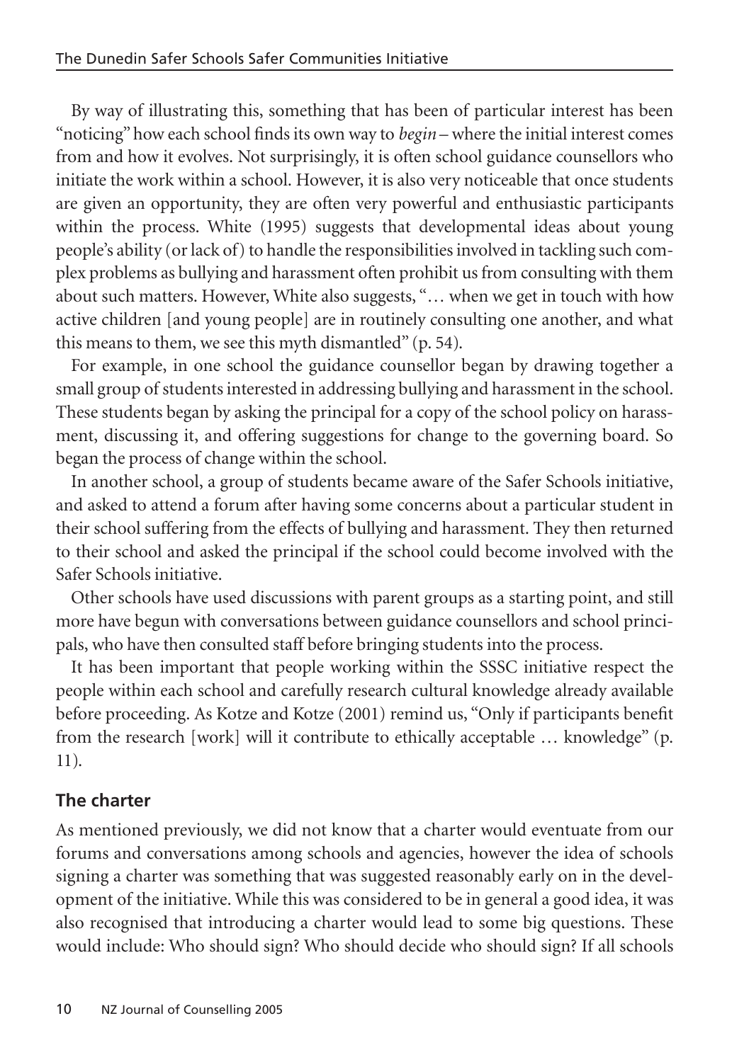By way of illustrating this, something that has been of particular interest has been "noticing" how each school finds its own way to *begin* – where the initial interest comes from and how it evolves. Not surprisingly, it is often school guidance counsellors who initiate the work within a school. However, it is also very noticeable that once students are given an opportunity, they are often very powerful and enthusiastic participants within the process. White (1995) suggests that developmental ideas about young people's ability (or lack of) to handle the responsibilities involved in tackling such complex problems as bullying and harassment often prohibit us from consulting with them about such matters. However, White also suggests, "… when we get in touch with how active children [and young people] are in routinely consulting one another, and what this means to them, we see this myth dismantled" (p. 54).

For example, in one school the guidance counsellor began by drawing together a small group of students interested in addressing bullying and harassment in the school. These students began by asking the principal for a copy of the school policy on harassment, discussing it, and offering suggestions for change to the governing board. So began the process of change within the school.

In another school, a group of students became aware of the Safer Schools initiative, and asked to attend a forum after having some concerns about a particular student in their school suffering from the effects of bullying and harassment. They then returned to their school and asked the principal if the school could become involved with the Safer Schools initiative.

Other schools have used discussions with parent groups as a starting point, and still more have begun with conversations between guidance counsellors and school principals, who have then consulted staff before bringing students into the process.

It has been important that people working within the SSSC initiative respect the people within each school and carefully research cultural knowledge already available before proceeding. As Kotze and Kotze (2001) remind us, "Only if participants benefit from the research [work] will it contribute to ethically acceptable … knowledge" (p. 11).

## The charter

As mentioned previously, we did not know that a charter would eventuate from our forums and conversations among schools and agencies, however the idea of schools signing a charter was something that was suggested reasonably early on in the development of the initiative. While this was considered to be in general a good idea, it was also recognised that introducing a charter would lead to some big questions. These would include: Who should sign? Who should decide who should sign? If all schools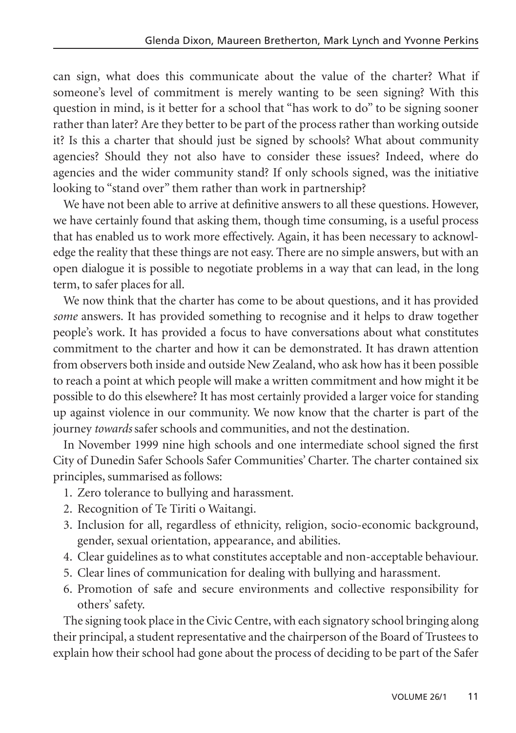can sign, what does this communicate about the value of the charter? What if someone's level of commitment is merely wanting to be seen signing? With this question in mind, is it better for a school that "has work to do" to be signing sooner rather than later? Are they better to be part of the process rather than working outside it? Is this a charter that should just be signed by schools? What about community agencies? Should they not also have to consider these issues? Indeed, where do agencies and the wider community stand? If only schools signed, was the initiative looking to "stand over" them rather than work in partnership?

We have not been able to arrive at definitive answers to all these questions. However, we have certainly found that asking them, though time consuming, is a useful process that has enabled us to work more effectively. Again, it has been necessary to acknowledge the reality that these things are not easy. There are no simple answers, but with an open dialogue it is possible to negotiate problems in a way that can lead, in the long term, to safer places for all.

We now think that the charter has come to be about questions, and it has provided *some* answers. It has provided something to recognise and it helps to draw together people's work. It has provided a focus to have conversations about what constitutes commitment to the charter and how it can be demonstrated. It has drawn attention from observers both inside and outside New Zealand, who ask how has it been possible to reach a point at which people will make a written commitment and how might it be possible to do this elsewhere? It has most certainly provided a larger voice for standing up against violence in our community. We now know that the charter is part of the journey *towards* safer schools and communities, and not the destination.

In November 1999 nine high schools and one intermediate school signed the first City of Dunedin Safer Schools Safer Communities' Charter. The charter contained six principles, summarised as follows:

1. Zero tolerance to bullying and harassment.
2. Recognition of Te Tiriti o Waitangi.
3. Inclusion for all, regardless of ethnicity, religion, socio-economic background, gender, sexual orientation, appearance, and abilities.
4. Clear guidelines as to what constitutes acceptable and non-acceptable behaviour.
5. Clear lines of communication for dealing with bullying and harassment.
6. Promotion of safe and secure environments and collective responsibility for others' safety.

The signing took place in the Civic Centre, with each signatory school bringing along their principal, a student representative and the chairperson of the Board of Trustees to explain how their school had gone about the process of deciding to be part of the Safer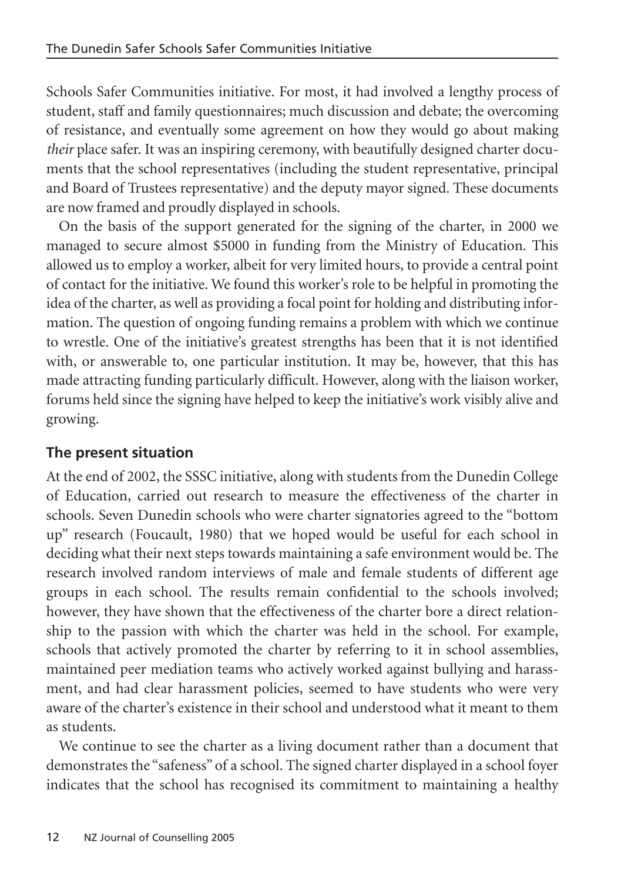Schools Safer Communities initiative. For most, it had involved a lengthy process of student, staff and family questionnaires; much discussion and debate; the overcoming of resistance, and eventually some agreement on how they would go about making *their* place safer. It was an inspiring ceremony, with beautifully designed charter documents that the school representatives (including the student representative, principal and Board of Trustees representative) and the deputy mayor signed. These documents are now framed and proudly displayed in schools.

On the basis of the support generated for the signing of the charter, in 2000 we managed to secure almost $5000 in funding from the Ministry of Education. This allowed us to employ a worker, albeit for very limited hours, to provide a central point of contact for the initiative. We found this worker's role to be helpful in promoting the idea of the charter, as well as providing a focal point for holding and distributing information. The question of ongoing funding remains a problem with which we continue to wrestle. One of the initiative's greatest strengths has been that it is not identified with, or answerable to, one particular institution. It may be, however, that this has made attracting funding particularly difficult. However, along with the liaison worker, forums held since the signing have helped to keep the initiative's work visibly alive and growing.

## The present situation

At the end of 2002, the SSSC initiative, along with students from the Dunedin College of Education, carried out research to measure the effectiveness of the charter in schools. Seven Dunedin schools who were charter signatories agreed to the "bottom up" research (Foucault, 1980) that we hoped would be useful for each school in deciding what their next steps towards maintaining a safe environment would be. The research involved random interviews of male and female students of different age groups in each school. The results remain confidential to the schools involved; however, they have shown that the effectiveness of the charter bore a direct relationship to the passion with which the charter was held in the school. For example, schools that actively promoted the charter by referring to it in school assemblies, maintained peer mediation teams who actively worked against bullying and harassment, and had clear harassment policies, seemed to have students who were very aware of the charter's existence in their school and understood what it meant to them as students.

We continue to see the charter as a living document rather than a document that demonstrates the "safeness" of a school. The signed charter displayed in a school foyer indicates that the school has recognised its commitment to maintaining a healthy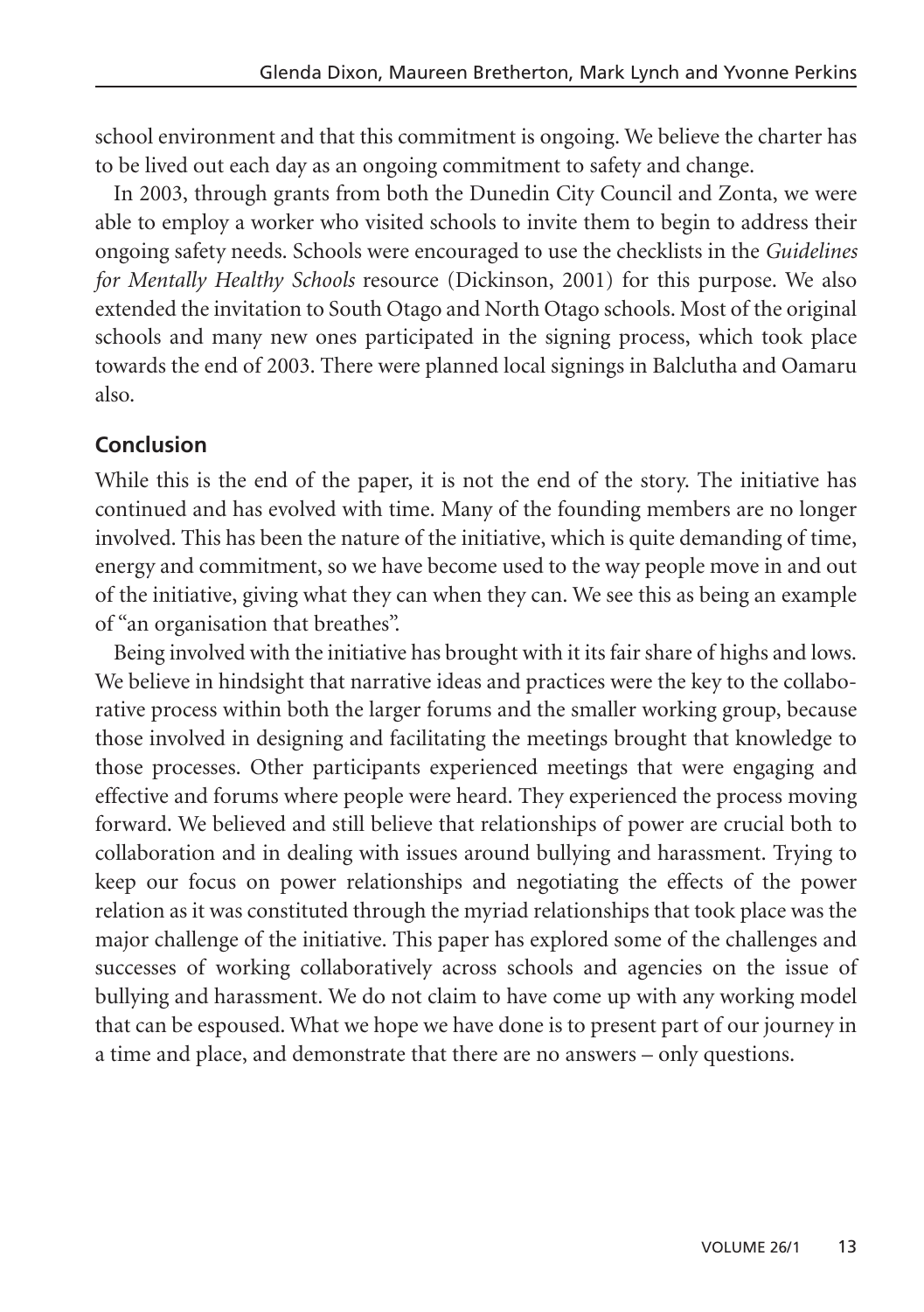school environment and that this commitment is ongoing. We believe the charter has to be lived out each day as an ongoing commitment to safety and change.

In 2003, through grants from both the Dunedin City Council and Zonta, we were able to employ a worker who visited schools to invite them to begin to address their ongoing safety needs. Schools were encouraged to use the checklists in the *Guidelines for Mentally Healthy Schools* resource (Dickinson, 2001) for this purpose. We also extended the invitation to South Otago and North Otago schools. Most of the original schools and many new ones participated in the signing process, which took place towards the end of 2003. There were planned local signings in Balclutha and Oamaru also.

## Conclusion

While this is the end of the paper, it is not the end of the story. The initiative has continued and has evolved with time. Many of the founding members are no longer involved. This has been the nature of the initiative, which is quite demanding of time, energy and commitment, so we have become used to the way people move in and out of the initiative, giving what they can when they can. We see this as being an example of "an organisation that breathes".

Being involved with the initiative has brought with it its fair share of highs and lows. We believe in hindsight that narrative ideas and practices were the key to the collaborative process within both the larger forums and the smaller working group, because those involved in designing and facilitating the meetings brought that knowledge to those processes. Other participants experienced meetings that were engaging and effective and forums where people were heard. They experienced the process moving forward. We believed and still believe that relationships of power are crucial both to collaboration and in dealing with issues around bullying and harassment. Trying to keep our focus on power relationships and negotiating the effects of the power relation as it was constituted through the myriad relationships that took place was the major challenge of the initiative. This paper has explored some of the challenges and successes of working collaboratively across schools and agencies on the issue of bullying and harassment. We do not claim to have come up with any working model that can be espoused. What we hope we have done is to present part of our journey in a time and place, and demonstrate that there are no answers – only questions.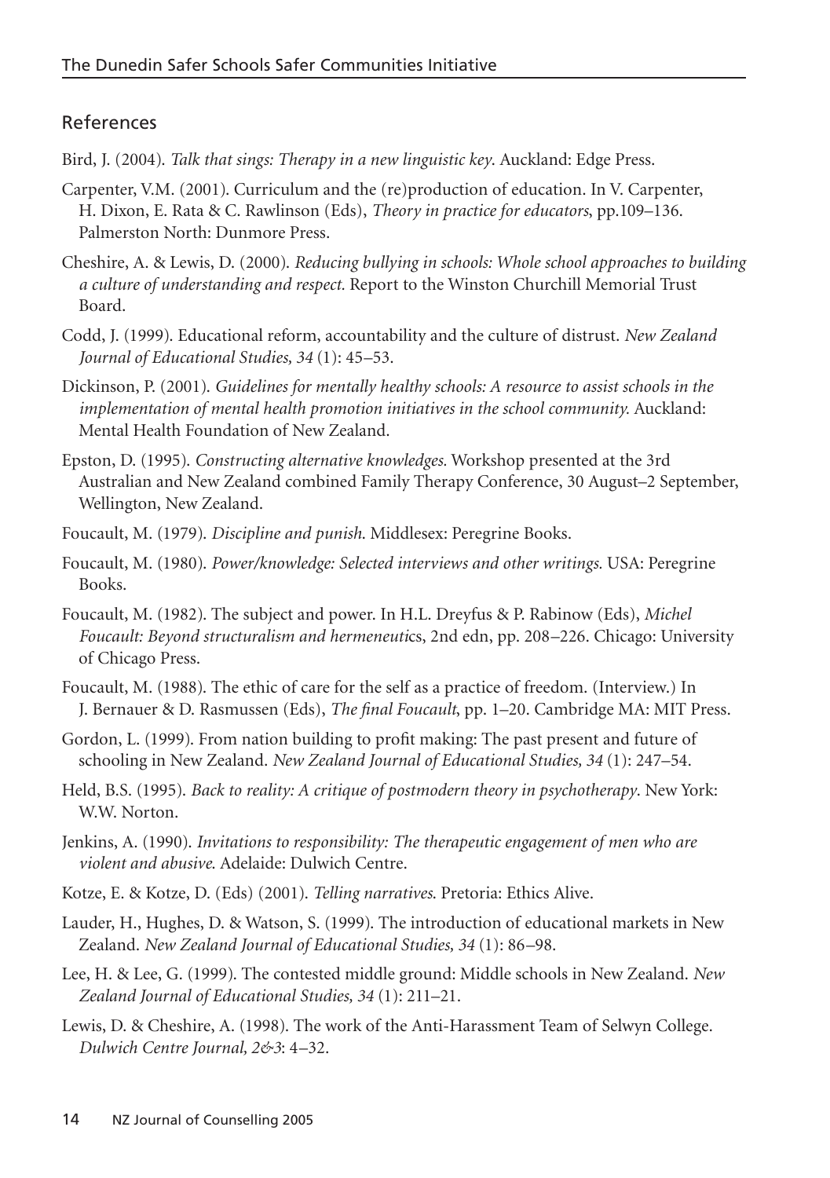## References

Bird, J. (2004). *Talk that sings: Therapy in a new linguistic key*. Auckland: Edge Press.

Carpenter, V.M. (2001). Curriculum and the (re)production of education. In V. Carpenter, H. Dixon, E. Rata & C. Rawlinson (Eds), *Theory in practice for educators*, pp.109–136. Palmerston North: Dunmore Press.

Cheshire, A. & Lewis, D. (2000). *Reducing bullying in schools: Whole school approaches to building a culture of understanding and respect.* Report to the Winston Churchill Memorial Trust Board.

Codd, J. (1999). Educational reform, accountability and the culture of distrust. *New Zealand Journal of Educational Studies, 34* (1): 45–53.

Dickinson, P. (2001). *Guidelines for mentally healthy schools: A resource to assist schools in the implementation of mental health promotion initiatives in the school community.* Auckland: Mental Health Foundation of New Zealand.

Epston, D. (1995). *Constructing alternative knowledges.* Workshop presented at the 3rd Australian and New Zealand combined Family Therapy Conference, 30 August–2 September, Wellington, New Zealand.

Foucault, M. (1979). *Discipline and punish.* Middlesex: Peregrine Books.

Foucault, M. (1980). *Power/knowledge: Selected interviews and other writings.* USA: Peregrine Books.

Foucault, M. (1982). The subject and power. In H.L. Dreyfus & P. Rabinow (Eds), *Michel Foucault: Beyond structuralism and hermeneutics*, 2nd edn, pp. 208–226. Chicago: University of Chicago Press.

Foucault, M. (1988). The ethic of care for the self as a practice of freedom. (Interview.) In J. Bernauer & D. Rasmussen (Eds), *The final Foucault*, pp. 1–20. Cambridge MA: MIT Press.

Gordon, L. (1999). From nation building to profit making: The past present and future of schooling in New Zealand. *New Zealand Journal of Educational Studies, 34* (1): 247–54.

Held, B.S. (1995). *Back to reality: A critique of postmodern theory in psychotherapy*. New York: W.W. Norton.

Jenkins, A. (1990). *Invitations to responsibility: The therapeutic engagement of men who are violent and abusive.* Adelaide: Dulwich Centre.

Kotze, E. & Kotze, D. (Eds) (2001). *Telling narratives.* Pretoria: Ethics Alive.

Lauder, H., Hughes, D. & Watson, S. (1999). The introduction of educational markets in New Zealand. *New Zealand Journal of Educational Studies, 34* (1): 86–98.

Lee, H. & Lee, G. (1999). The contested middle ground: Middle schools in New Zealand. *New Zealand Journal of Educational Studies, 34* (1): 211–21.

Lewis, D. & Cheshire, A. (1998). The work of the Anti-Harassment Team of Selwyn College. *Dulwich Centre Journal, 2&3*: 4–32.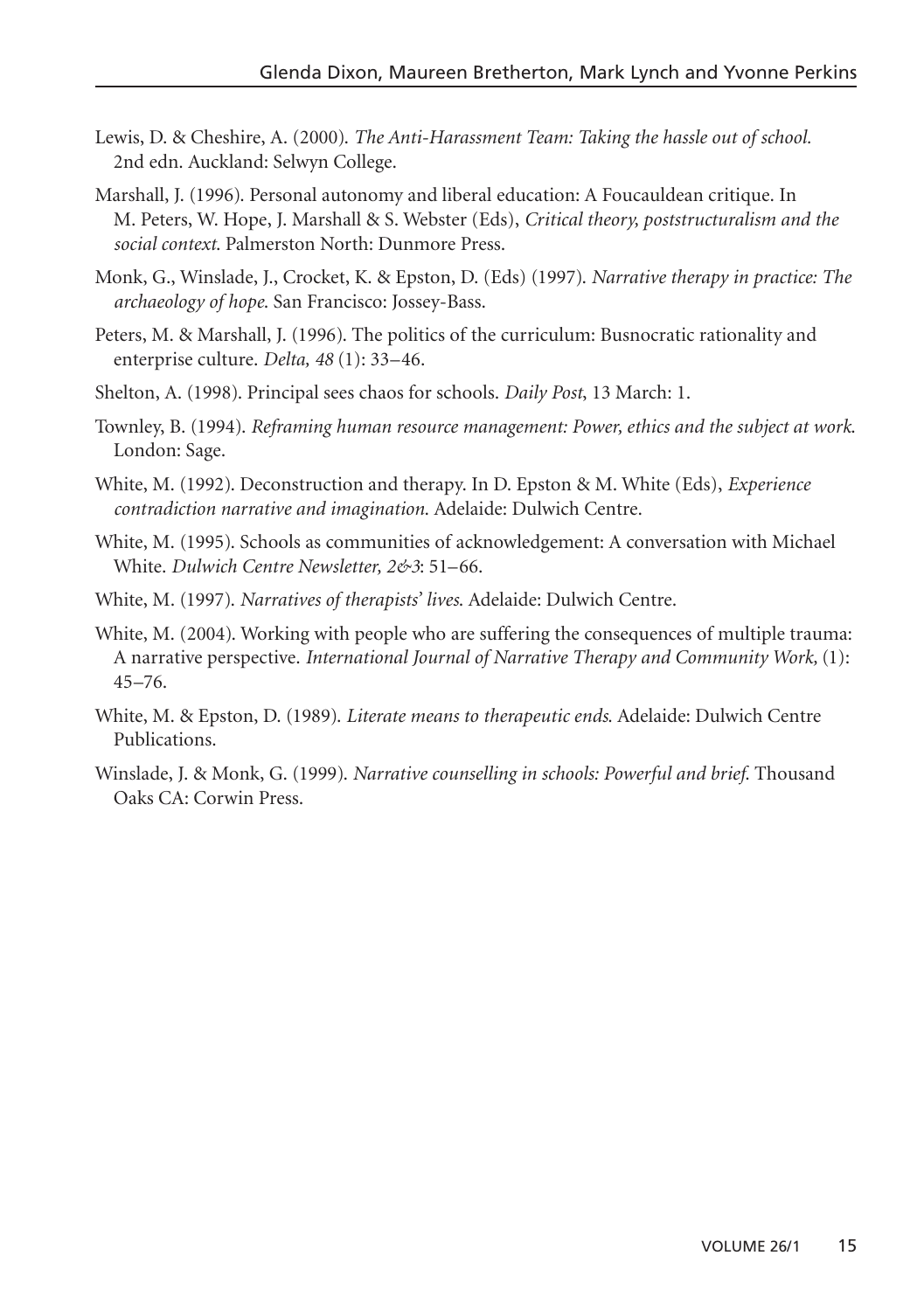Lewis, D. & Cheshire, A. (2000). *The Anti-Harassment Team: Taking the hassle out of school.* 2nd edn. Auckland: Selwyn College.

Marshall, J. (1996). Personal autonomy and liberal education: A Foucauldean critique. In M. Peters, W. Hope, J. Marshall & S. Webster (Eds), *Critical theory, poststructuralism and the social context.* Palmerston North: Dunmore Press.

Monk, G., Winslade, J., Crocket, K. & Epston, D. (Eds) (1997). *Narrative therapy in practice: The archaeology of hope.* San Francisco: Jossey-Bass.

Peters, M. & Marshall, J. (1996). The politics of the curriculum: Busnocratic rationality and enterprise culture. *Delta, 48* (1): 33–46.

Shelton, A. (1998). Principal sees chaos for schools. *Daily Post*, 13 March: 1.

Townley, B. (1994). *Reframing human resource management: Power, ethics and the subject at work.* London: Sage.

White, M. (1992). Deconstruction and therapy. In D. Epston & M. White (Eds), *Experience contradiction narrative and imagination.* Adelaide: Dulwich Centre.

White, M. (1995). Schools as communities of acknowledgement: A conversation with Michael White. *Dulwich Centre Newsletter, 2&3*: 51–66.

White, M. (1997). *Narratives of therapists' lives.* Adelaide: Dulwich Centre.

White, M. (2004). Working with people who are suffering the consequences of multiple trauma: A narrative perspective. *International Journal of Narrative Therapy and Community Work,* (1): 45–76.

White, M. & Epston, D. (1989). *Literate means to therapeutic ends.* Adelaide: Dulwich Centre Publications.

Winslade, J. & Monk, G. (1999). *Narrative counselling in schools: Powerful and brief.* Thousand Oaks CA: Corwin Press.